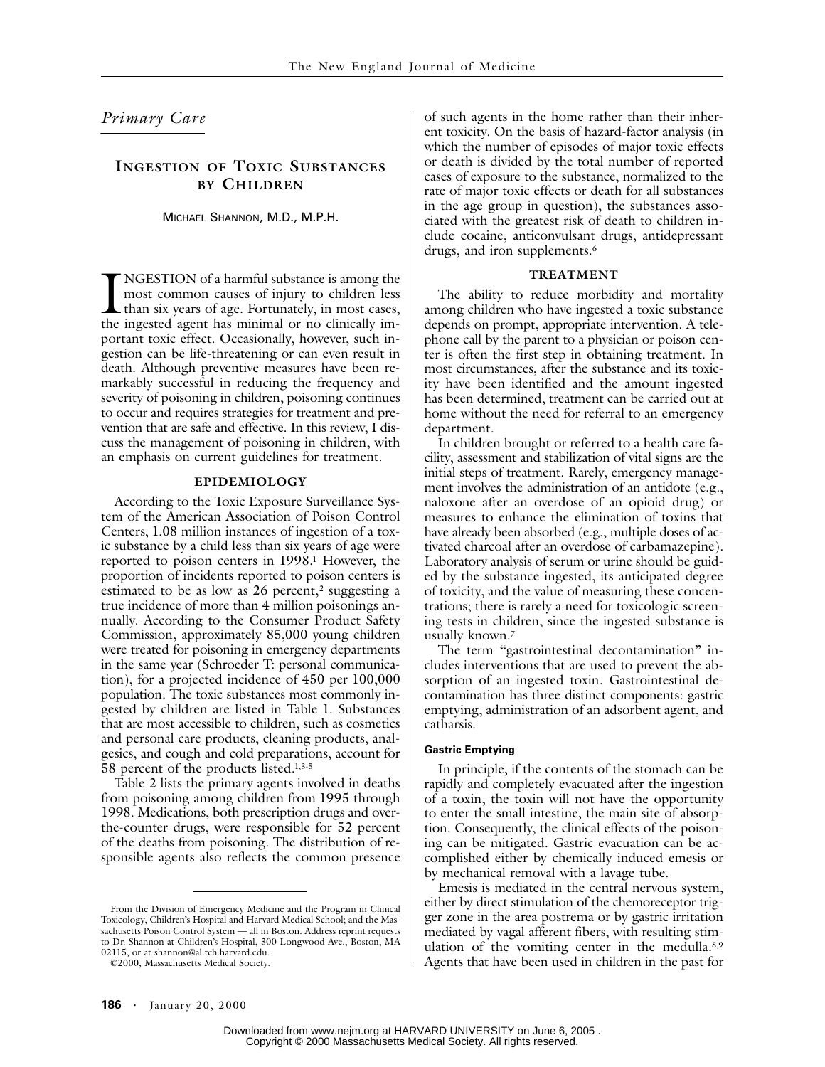*Primary Care*

# INGESTION OF TOXIC SUBSTANCES BY CHILDREN

MICHAEL SHANNON, M.D., M.P.H.

INGESTION of a harmful substance is among the most common causes of injury to children less than six years of age. Fortunately, in most cases, the ingested agent has minimal or no clinically important toxic effect. Occasionally, however, such ingestion can be life-threatening or can even result in death. Although preventive measures have been remarkably successful in reducing the frequency and severity of poisoning in children, poisoning continues to occur and requires strategies for treatment and prevention that are safe and effective. In this review, I discuss the management of poisoning in children, with an emphasis on current guidelines for treatment.

## EPIDEMIOLOGY

According to the Toxic Exposure Surveillance System of the American Association of Poison Control Centers, 1.08 million instances of ingestion of a toxic substance by a child less than six years of age were reported to poison centers in 1998.[1] However, the proportion of incidents reported to poison centers is estimated to be as low as 26 percent,[2] suggesting a true incidence of more than 4 million poisonings annually. According to the Consumer Product Safety Commission, approximately 85,000 young children were treated for poisoning in emergency departments in the same year (Schroeder T: personal communication), for a projected incidence of 450 per 100,000 population. The toxic substances most commonly ingested by children are listed in Table 1. Substances that are most accessible to children, such as cosmetics and personal care products, cleaning products, analgesics, and cough and cold preparations, account for 58 percent of the products listed.[1,3-5]

Table 2 lists the primary agents involved in deaths from poisoning among children from 1995 through 1998. Medications, both prescription drugs and over-the-counter drugs, were responsible for 52 percent of the deaths from poisoning. The distribution of responsible agents also reflects the common presence of such agents in the home rather than their inherent toxicity. On the basis of hazard-factor analysis (in which the number of episodes of major toxic effects or death is divided by the total number of reported cases of exposure to the substance, normalized to the rate of major toxic effects or death for all substances in the age group in question), the substances associated with the greatest risk of death to children include cocaine, anticonvulsant drugs, antidepressant drugs, and iron supplements.[6]

## TREATMENT

The ability to reduce morbidity and mortality among children who have ingested a toxic substance depends on prompt, appropriate intervention. A telephone call by the parent to a physician or poison center is often the first step in obtaining treatment. In most circumstances, after the substance and its toxicity have been identified and the amount ingested has been determined, treatment can be carried out at home without the need for referral to an emergency department.

In children brought or referred to a health care facility, assessment and stabilization of vital signs are the initial steps of treatment. Rarely, emergency management involves the administration of an antidote (e.g., naloxone after an overdose of an opioid drug) or measures to enhance the elimination of toxins that have already been absorbed (e.g., multiple doses of activated charcoal after an overdose of carbamazepine). Laboratory analysis of serum or urine should be guided by the substance ingested, its anticipated degree of toxicity, and the value of measuring these concentrations; there is rarely a need for toxicologic screening tests in children, since the ingested substance is usually known.[7]

The term "gastrointestinal decontamination" includes interventions that are used to prevent the absorption of an ingested toxin. Gastrointestinal decontamination has three distinct components: gastric emptying, administration of an adsorbent agent, and catharsis.

### Gastric Emptying

In principle, if the contents of the stomach can be rapidly and completely evacuated after the ingestion of a toxin, the toxin will not have the opportunity to enter the small intestine, the main site of absorption. Consequently, the clinical effects of the poisoning can be mitigated. Gastric evacuation can be accomplished either by chemically induced emesis or by mechanical removal with a lavage tube.

Emesis is mediated in the central nervous system, either by direct stimulation of the chemoreceptor trigger zone in the area postrema or by gastric irritation mediated by vagal afferent fibers, with resulting stimulation of the vomiting center in the medulla.[8,9] Agents that have been used in children in the past for

From the Division of Emergency Medicine and the Program in Clinical Toxicology, Children's Hospital and Harvard Medical School; and the Massachusetts Poison Control System — all in Boston. Address reprint requests to Dr. Shannon at Children's Hospital, 300 Longwood Ave., Boston, MA 02115, or at shannon@al.tch.harvard.edu.

©2000, Massachusetts Medical Society.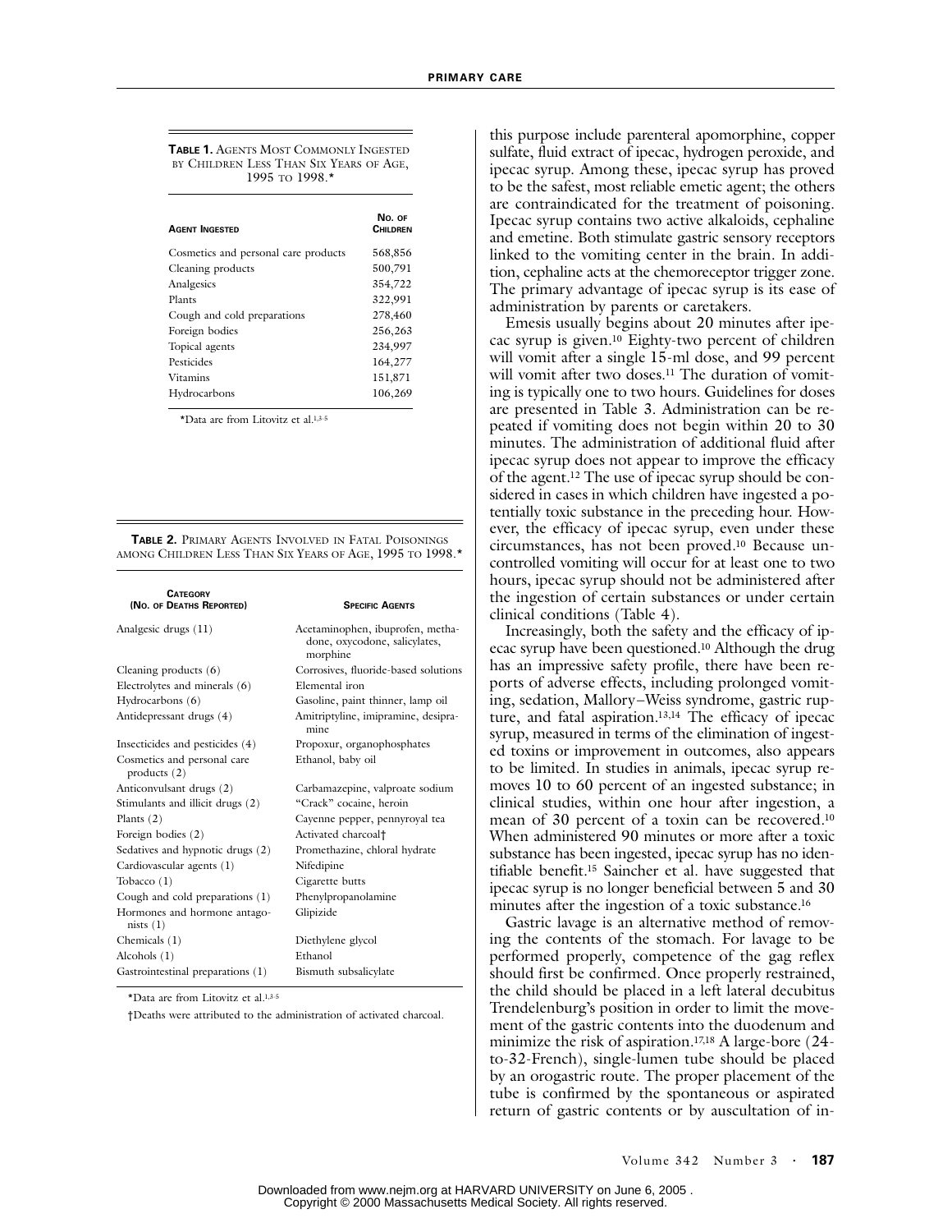**TABLE 1.** AGENTS MOST COMMONLY INGESTED BY CHILDREN LESS THAN SIX YEARS OF AGE, 1995 TO 1998.*

| AGENT INGESTED | NO. OF CHILDREN |
|---|---|
| Cosmetics and personal care products | 568,856 |
| Cleaning products | 500,791 |
| Analgesics | 354,722 |
| Plants | 322,991 |
| Cough and cold preparations | 278,460 |
| Foreign bodies | 256,263 |
| Topical agents | 234,997 |
| Pesticides | 164,277 |
| Vitamins | 151,871 |
| Hydrocarbons | 106,269 |

*Data are from Litovitz et al.[1,3-5]

**TABLE 2.** PRIMARY AGENTS INVOLVED IN FATAL POISONINGS AMONG CHILDREN LESS THAN SIX YEARS OF AGE, 1995 TO 1998.*

| CATEGORY (NO. OF DEATHS REPORTED) | SPECIFIC AGENTS |
|---|---|
| Analgesic drugs (11) | Acetaminophen, ibuprofen, methadone, oxycodone, salicylates, morphine |
| Cleaning products (6) | Corrosives, fluoride-based solutions |
| Electrolytes and minerals (6) | Elemental iron |
| Hydrocarbons (6) | Gasoline, paint thinner, lamp oil |
| Antidepressant drugs (4) | Amitriptyline, imipramine, desipramine |
| Insecticides and pesticides (4) | Propoxur, organophosphates |
| Cosmetics and personal care products (2) | Ethanol, baby oil |
| Anticonvulsant drugs (2) | Carbamazepine, valproate sodium |
| Stimulants and illicit drugs (2) | "Crack" cocaine, heroin |
| Plants (2) | Cayenne pepper, pennyroyal tea |
| Foreign bodies (2) | Activated charcoal† |
| Sedatives and hypnotic drugs (2) | Promethazine, chloral hydrate |
| Cardiovascular agents (1) | Nifedipine |
| Tobacco (1) | Cigarette butts |
| Cough and cold preparations (1) | Phenylpropanolamine |
| Hormones and hormone antagonists (1) | Glipizide |
| Chemicals (1) | Diethylene glycol |
| Alcohols (1) | Ethanol |
| Gastrointestinal preparations (1) | Bismuth subsalicylate |

*Data are from Litovitz et al.[1,3-5]

†Deaths were attributed to the administration of activated charcoal.

this purpose include parenteral apomorphine, copper sulfate, fluid extract of ipecac, hydrogen peroxide, and ipecac syrup. Among these, ipecac syrup has proved to be the safest, most reliable emetic agent; the others are contraindicated for the treatment of poisoning. Ipecac syrup contains two active alkaloids, cephaline and emetine. Both stimulate gastric sensory receptors linked to the vomiting center in the brain. In addition, cephaline acts at the chemoreceptor trigger zone. The primary advantage of ipecac syrup is its ease of administration by parents or caretakers.

Emesis usually begins about 20 minutes after ipecac syrup is given.[10] Eighty-two percent of children will vomit after a single 15-ml dose, and 99 percent will vomit after two doses.[11] The duration of vomiting is typically one to two hours. Guidelines for doses are presented in Table 3. Administration can be repeated if vomiting does not begin within 20 to 30 minutes. The administration of additional fluid after ipecac syrup does not appear to improve the efficacy of the agent.[12] The use of ipecac syrup should be considered in cases in which children have ingested a potentially toxic substance in the preceding hour. However, the efficacy of ipecac syrup, even under these circumstances, has not been proved.[10] Because uncontrolled vomiting will occur for at least one to two hours, ipecac syrup should not be administered after the ingestion of certain substances or under certain clinical conditions (Table 4).

Increasingly, both the safety and the efficacy of ipecac syrup have been questioned.[10] Although the drug has an impressive safety profile, there have been reports of adverse effects, including prolonged vomiting, sedation, Mallory–Weiss syndrome, gastric rupture, and fatal aspiration.[13,14] The efficacy of ipecac syrup, measured in terms of the elimination of ingested toxins or improvement in outcomes, also appears to be limited. In studies in animals, ipecac syrup removes 10 to 60 percent of an ingested substance; in clinical studies, within one hour after ingestion, a mean of 30 percent of a toxin can be recovered.[10] When administered 90 minutes or more after a toxic substance has been ingested, ipecac syrup has no identifiable benefit.[15] Saincher et al. have suggested that ipecac syrup is no longer beneficial between 5 and 30 minutes after the ingestion of a toxic substance.[16]

Gastric lavage is an alternative method of removing the contents of the stomach. For lavage to be performed properly, competence of the gag reflex should first be confirmed. Once properly restrained, the child should be placed in a left lateral decubitus Trendelenburg's position in order to limit the movement of the gastric contents into the duodenum and minimize the risk of aspiration.[17,18] A large-bore (24-to-32-French), single-lumen tube should be placed by an orogastric route. The proper placement of the tube is confirmed by the spontaneous or aspirated return of gastric contents or by auscultation of in-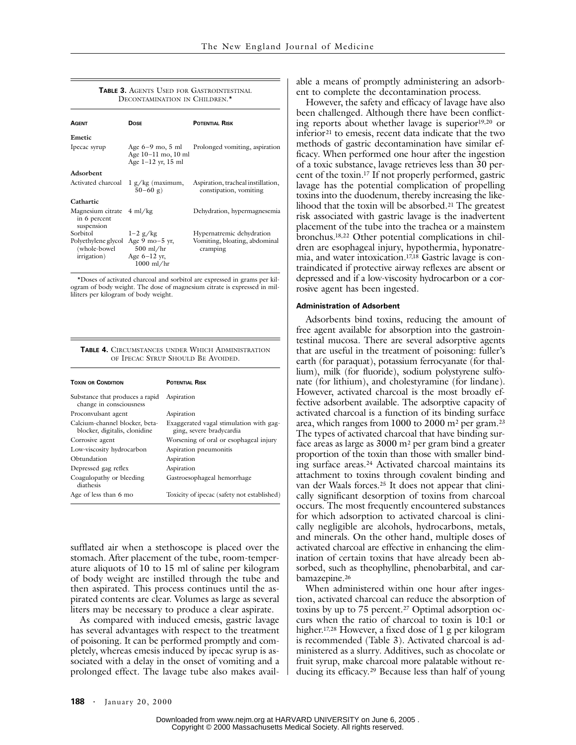**TABLE 3.** AGENTS USED FOR GASTROINTESTINAL DECONTAMINATION IN CHILDREN.*

| AGENT | DOSE | POTENTIAL RISK |
|---|---|---|
| **Emetic** | | |
| Ipecac syrup | Age 6–9 mo, 5 ml<br>Age 10–11 mo, 10 ml<br>Age 1–12 yr, 15 ml | Prolonged vomiting, aspiration |
| **Adsorbent** | | |
| Activated charcoal | 1 g/kg (maximum, 50–60 g) | Aspiration, tracheal instillation, constipation, vomiting |
| **Cathartic** | | |
| Magnesium citrate in 6 percent suspension | 4 ml/kg | Dehydration, hypermagnesemia |
| Sorbitol | 1–2 g/kg | Hypernatremic dehydration |
| Polyethylene glycol (whole-bowel irrigation) | Age 9 mo–5 yr, 500 ml/hr<br>Age 6–12 yr, 1000 ml/hr | Vomiting, bloating, abdominal cramping |

*Doses of activated charcoal and sorbitol are expressed in grams per kilogram of body weight. The dose of magnesium citrate is expressed in milliliters per kilogram of body weight.

**TABLE 4.** CIRCUMSTANCES UNDER WHICH ADMINISTRATION OF IPECAC SYRUP SHOULD BE AVOIDED.

| TOXIN OR CONDITION | POTENTIAL RISK |
|---|---|
| Substance that produces a rapid change in consciousness | Aspiration |
| Proconvulsant agent | Aspiration |
| Calcium-channel blocker, beta-blocker, digitalis, clonidine | Exaggerated vagal stimulation with gagging, severe bradycardia |
| Corrosive agent | Worsening of oral or esophageal injury |
| Low-viscosity hydrocarbon | Aspiration pneumonitis |
| Obtundation | Aspiration |
| Depressed gag reflex | Aspiration |
| Coagulopathy or bleeding diathesis | Gastroesophageal hemorrhage |
| Age of less than 6 mo | Toxicity of ipecac (safety not established) |

sufflated air when a stethoscope is placed over the stomach. After placement of the tube, room-temperature aliquots of 10 to 15 ml of saline per kilogram of body weight are instilled through the tube and then aspirated. This process continues until the aspirated contents are clear. Volumes as large as several liters may be necessary to produce a clear aspirate.

As compared with induced emesis, gastric lavage has several advantages with respect to the treatment of poisoning. It can be performed promptly and completely, whereas emesis induced by ipecac syrup is associated with a delay in the onset of vomiting and a prolonged effect. The lavage tube also makes available a means of promptly administering an adsorbent to complete the decontamination process.

However, the safety and efficacy of lavage have also been challenged. Although there have been conflicting reports about whether lavage is superior[19,20] or inferior[21] to emesis, recent data indicate that the two methods of gastric decontamination have similar efficacy. When performed one hour after the ingestion of a toxic substance, lavage retrieves less than 30 percent of the toxin.[17] If not properly performed, gastric lavage has the potential complication of propelling toxins into the duodenum, thereby increasing the likelihood that the toxin will be absorbed.[21] The greatest risk associated with gastric lavage is the inadvertent placement of the tube into the trachea or a mainstem bronchus.[18,22] Other potential complications in children are esophageal injury, hypothermia, hyponatremia, and water intoxication.[17,18] Gastric lavage is contraindicated if protective airway reflexes are absent or depressed and if a low-viscosity hydrocarbon or a corrosive agent has been ingested.

#### Administration of Adsorbent

Adsorbents bind toxins, reducing the amount of free agent available for absorption into the gastrointestinal mucosa. There are several adsorptive agents that are useful in the treatment of poisoning: fuller's earth (for paraquat), potassium ferrocyanate (for thallium), milk (for fluoride), sodium polystyrene sulfonate (for lithium), and cholestyramine (for lindane). However, activated charcoal is the most broadly effective adsorbent available. The adsorptive capacity of activated charcoal is a function of its binding surface area, which ranges from 1000 to 2000 $m^2$ per gram.[23] The types of activated charcoal that have binding surface areas as large as 3000 $m^2$ per gram bind a greater proportion of the toxin than those with smaller binding surface areas.[24] Activated charcoal maintains its attachment to toxins through covalent binding and van der Waals forces.[25] It does not appear that clinically significant desorption of toxins from charcoal occurs. The most frequently encountered substances for which adsorption to activated charcoal is clinically negligible are alcohols, hydrocarbons, metals, and minerals. On the other hand, multiple doses of activated charcoal are effective in enhancing the elimination of certain toxins that have already been absorbed, such as theophylline, phenobarbital, and carbamazepine.[26]

When administered within one hour after ingestion, activated charcoal can reduce the absorption of toxins by up to 75 percent.[27] Optimal adsorption occurs when the ratio of charcoal to toxin is 10:1 or higher.[17,28] However, a fixed dose of 1 g per kilogram is recommended (Table 3). Activated charcoal is administered as a slurry. Additives, such as chocolate or fruit syrup, make charcoal more palatable without reducing its efficacy.[29] Because less than half of young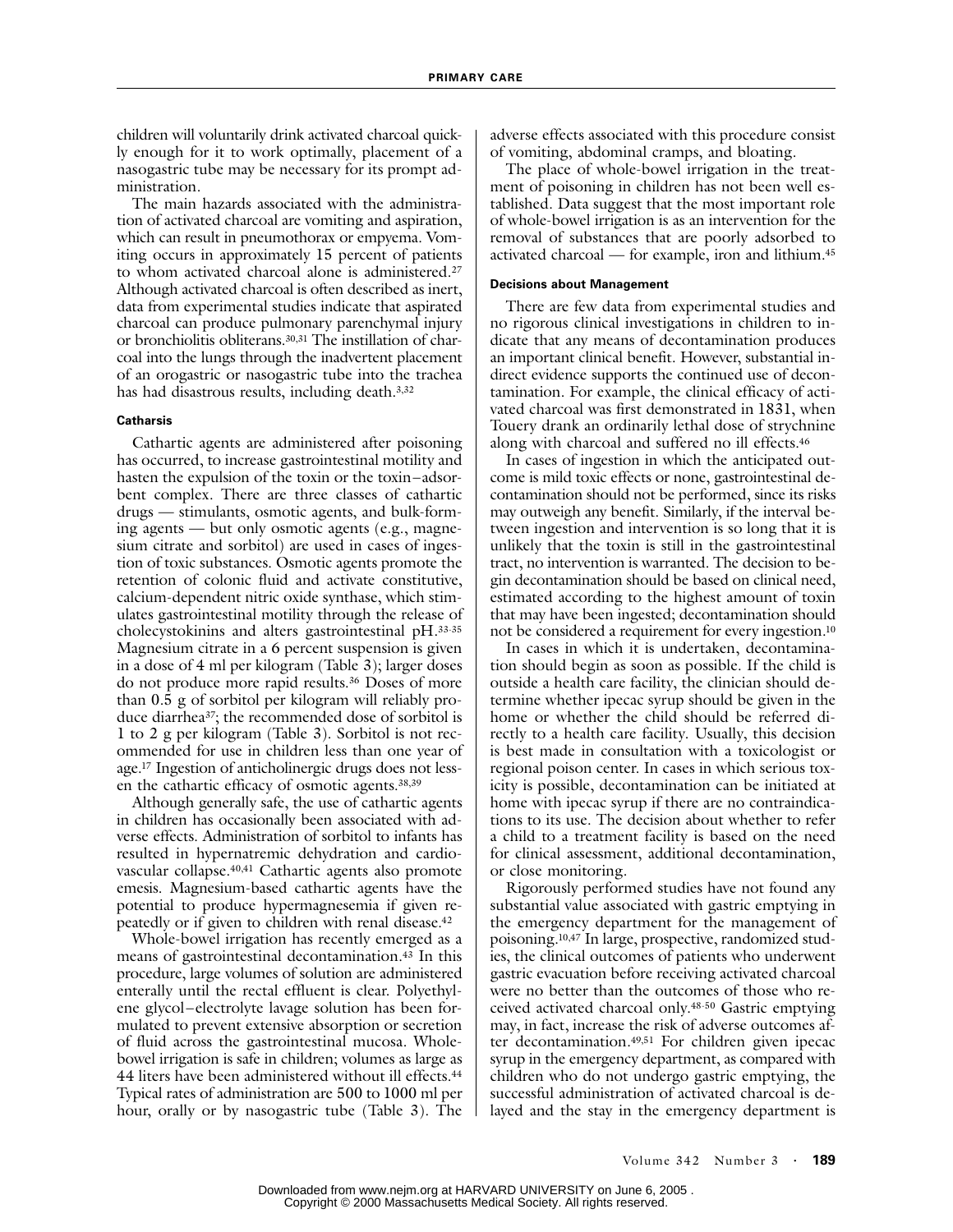children will voluntarily drink activated charcoal quickly enough for it to work optimally, placement of a nasogastric tube may be necessary for its prompt administration.

The main hazards associated with the administration of activated charcoal are vomiting and aspiration, which can result in pneumothorax or empyema. Vomiting occurs in approximately 15 percent of patients to whom activated charcoal alone is administered.[27] Although activated charcoal is often described as inert, data from experimental studies indicate that aspirated charcoal can produce pulmonary parenchymal injury or bronchiolitis obliterans.[30,31] The instillation of charcoal into the lungs through the inadvertent placement of an orogastric or nasogastric tube into the trachea has had disastrous results, including death.[3,32]

#### Catharsis

Cathartic agents are administered after poisoning has occurred, to increase gastrointestinal motility and hasten the expulsion of the toxin or the toxin–adsorbent complex. There are three classes of cathartic drugs — stimulants, osmotic agents, and bulk-forming agents — but only osmotic agents (e.g., magnesium citrate and sorbitol) are used in cases of ingestion of toxic substances. Osmotic agents promote the retention of colonic fluid and activate constitutive, calcium-dependent nitric oxide synthase, which stimulates gastrointestinal motility through the release of cholecystokinins and alters gastrointestinal pH.[33-35] Magnesium citrate in a 6 percent suspension is given in a dose of 4 ml per kilogram (Table 3); larger doses do not produce more rapid results.[36] Doses of more than 0.5 g of sorbitol per kilogram will reliably produce diarrhea[37]; the recommended dose of sorbitol is 1 to 2 g per kilogram (Table 3). Sorbitol is not recommended for use in children less than one year of age.[17] Ingestion of anticholinergic drugs does not lessen the cathartic efficacy of osmotic agents.[38,39]

Although generally safe, the use of cathartic agents in children has occasionally been associated with adverse effects. Administration of sorbitol to infants has resulted in hypernatremic dehydration and cardiovascular collapse.[40,41] Cathartic agents also promote emesis. Magnesium-based cathartic agents have the potential to produce hypermagnesemia if given repeatedly or if given to children with renal disease.[42]

Whole-bowel irrigation has recently emerged as a means of gastrointestinal decontamination.[43] In this procedure, large volumes of solution are administered enterally until the rectal effluent is clear. Polyethylene glycol–electrolyte lavage solution has been formulated to prevent extensive absorption or secretion of fluid across the gastrointestinal mucosa. Whole-bowel irrigation is safe in children; volumes as large as 44 liters have been administered without ill effects.[44] Typical rates of administration are 500 to 1000 ml per hour, orally or by nasogastric tube (Table 3). The adverse effects associated with this procedure consist of vomiting, abdominal cramps, and bloating.

The place of whole-bowel irrigation in the treatment of poisoning in children has not been well established. Data suggest that the most important role of whole-bowel irrigation is as an intervention for the removal of substances that are poorly adsorbed to activated charcoal — for example, iron and lithium.[45]

#### Decisions about Management

There are few data from experimental studies and no rigorous clinical investigations in children to indicate that any means of decontamination produces an important clinical benefit. However, substantial indirect evidence supports the continued use of decontamination. For example, the clinical efficacy of activated charcoal was first demonstrated in 1831, when Touery drank an ordinarily lethal dose of strychnine along with charcoal and suffered no ill effects.[46]

In cases of ingestion in which the anticipated outcome is mild toxic effects or none, gastrointestinal decontamination should not be performed, since its risks may outweigh any benefit. Similarly, if the interval between ingestion and intervention is so long that it is unlikely that the toxin is still in the gastrointestinal tract, no intervention is warranted. The decision to begin decontamination should be based on clinical need, estimated according to the highest amount of toxin that may have been ingested; decontamination should not be considered a requirement for every ingestion.[10]

In cases in which it is undertaken, decontamination should begin as soon as possible. If the child is outside a health care facility, the clinician should determine whether ipecac syrup should be given in the home or whether the child should be referred directly to a health care facility. Usually, this decision is best made in consultation with a toxicologist or regional poison center. In cases in which serious toxicity is possible, decontamination can be initiated at home with ipecac syrup if there are no contraindications to its use. The decision about whether to refer a child to a treatment facility is based on the need for clinical assessment, additional decontamination, or close monitoring.

Rigorously performed studies have not found any substantial value associated with gastric emptying in the emergency department for the management of poisoning.[10,47] In large, prospective, randomized studies, the clinical outcomes of patients who underwent gastric evacuation before receiving activated charcoal were no better than the outcomes of those who received activated charcoal only.[48-50] Gastric emptying may, in fact, increase the risk of adverse outcomes after decontamination.[49,51] For children given ipecac syrup in the emergency department, as compared with children who do not undergo gastric emptying, the successful administration of activated charcoal is delayed and the stay in the emergency department is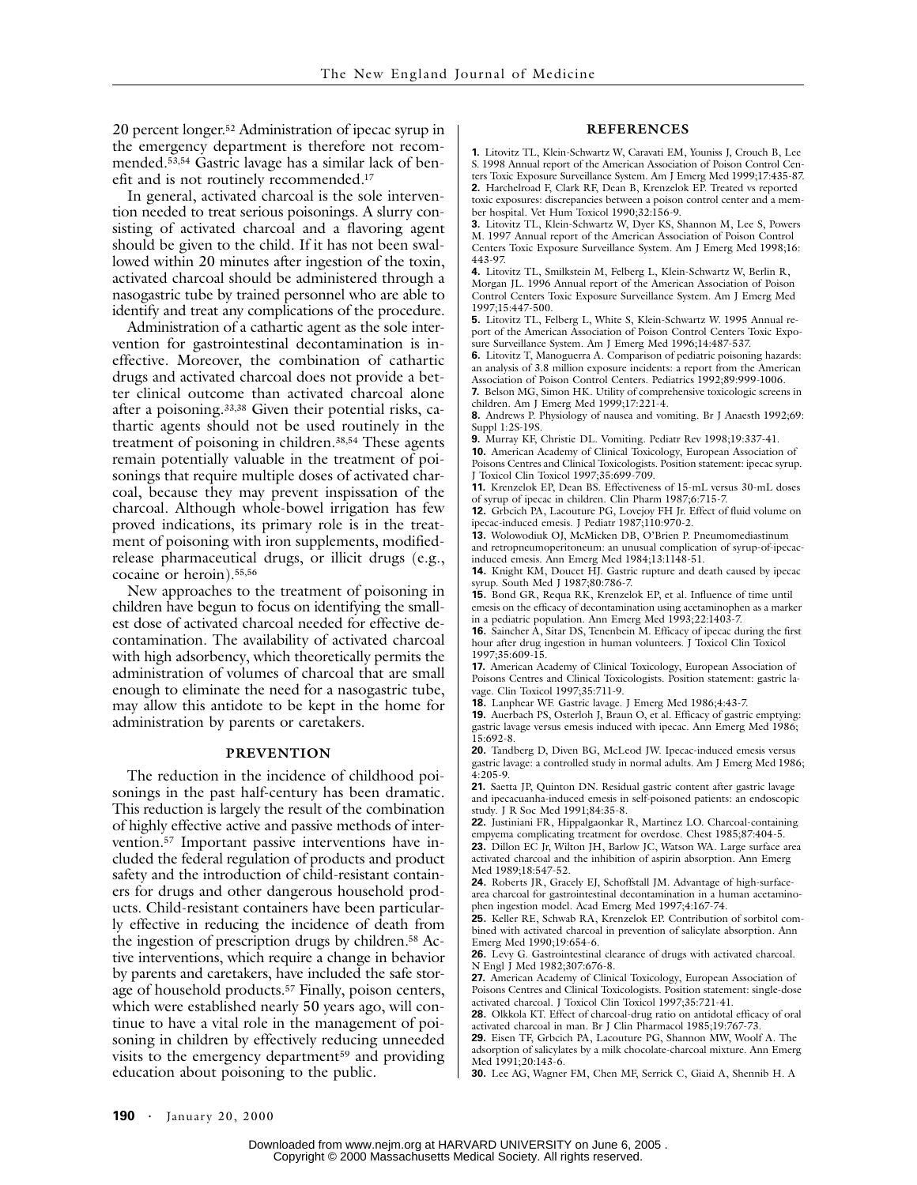20 percent longer.[52] Administration of ipecac syrup in the emergency department is therefore not recommended.[53,54] Gastric lavage has a similar lack of benefit and is not routinely recommended.[17]

In general, activated charcoal is the sole intervention needed to treat serious poisonings. A slurry consisting of activated charcoal and a flavoring agent should be given to the child. If it has not been swallowed within 20 minutes after ingestion of the toxin, activated charcoal should be administered through a nasogastric tube by trained personnel who are able to identify and treat any complications of the procedure.

Administration of a cathartic agent as the sole intervention for gastrointestinal decontamination is ineffective. Moreover, the combination of cathartic drugs and activated charcoal does not provide a better clinical outcome than activated charcoal alone after a poisoning.[33,38] Given their potential risks, cathartic agents should not be used routinely in the treatment of poisoning in children.[38,54] These agents remain potentially valuable in the treatment of poisonings that require multiple doses of activated charcoal, because they may prevent inspissation of the charcoal. Although whole-bowel irrigation has few proved indications, its primary role is in the treatment of poisoning with iron supplements, modified-release pharmaceutical drugs, or illicit drugs (e.g., cocaine or heroin).[55,56]

New approaches to the treatment of poisoning in children have begun to focus on identifying the smallest dose of activated charcoal needed for effective decontamination. The availability of activated charcoal with high adsorbency, which theoretically permits the administration of volumes of charcoal that are small enough to eliminate the need for a nasogastric tube, may allow this antidote to be kept in the home for administration by parents or caretakers.

## PREVENTION

The reduction in the incidence of childhood poisonings in the past half-century has been dramatic. This reduction is largely the result of the combination of highly effective active and passive methods of intervention.[57] Important passive interventions have included the federal regulation of products and product safety and the introduction of child-resistant containers for drugs and other dangerous household products. Child-resistant containers have been particularly effective in reducing the incidence of death from the ingestion of prescription drugs by children.[58] Active interventions, which require a change in behavior by parents and caretakers, have included the safe storage of household products.[57] Finally, poison centers, which were established nearly 50 years ago, will continue to have a vital role in the management of poisoning in children by effectively reducing unneeded visits to the emergency department[59] and providing education about poisoning to the public.

## REFERENCES

**1.** Litovitz TL, Klein-Schwartz W, Caravati EM, Youniss J, Crouch B, Lee S. 1998 Annual report of the American Association of Poison Control Centers Toxic Exposure Surveillance System. Am J Emerg Med 1999;17:435-87.

**2.** Harchelroad F, Clark RF, Dean B, Krenzelok EP. Treated vs reported toxic exposures: discrepancies between a poison control center and a member hospital. Vet Hum Toxicol 1990;32:156-9.

**3.** Litovitz TL, Klein-Schwartz W, Dyer KS, Shannon M, Lee S, Powers M. 1997 Annual report of the American Association of Poison Control Centers Toxic Exposure Surveillance System. Am J Emerg Med 1998;16:443-97.

**4.** Litovitz TL, Smilkstein M, Felberg L, Klein-Schwartz W, Berlin R, Morgan JL. 1996 Annual report of the American Association of Poison Control Centers Toxic Exposure Surveillance System. Am J Emerg Med 1997;15:447-500.

**5.** Litovitz TL, Felberg L, White S, Klein-Schwartz W. 1995 Annual report of the American Association of Poison Control Centers Toxic Exposure Surveillance System. Am J Emerg Med 1996;14:487-537.

**6.** Litovitz T, Manoguerra A. Comparison of pediatric poisoning hazards: an analysis of 3.8 million exposure incidents: a report from the American Association of Poison Control Centers. Pediatrics 1992;89:999-1006.

**7.** Belson MG, Simon HK. Utility of comprehensive toxicologic screens in children. Am J Emerg Med 1999;17:221-4.

**8.** Andrews P. Physiology of nausea and vomiting. Br J Anaesth 1992;69: Suppl 1:2S-19S.

**9.** Murray KF, Christie DL. Vomiting. Pediatr Rev 1998;19:337-41.

**10.** American Academy of Clinical Toxicology, European Association of Poisons Centres and Clinical Toxicologists. Position statement: ipecac syrup. J Toxicol Clin Toxicol 1997;35:699-709.

**11.** Krenzelok EP, Dean BS. Effectiveness of 15-mL versus 30-mL doses of syrup of ipecac in children. Clin Pharm 1987;6:715-7.

**12.** Grbcich PA, Lacouture PG, Lovejoy FH Jr. Effect of fluid volume on ipecac-induced emesis. J Pediatr 1987;110:970-2.

**13.** Wolowodiuk OJ, McMicken DB, O'Brien P. Pneumomediastinum and retropneumoperitoneum: an unusual complication of syrup-of-ipecac-induced emesis. Ann Emerg Med 1984;13:1148-51.

**14.** Knight KM, Doucet HJ. Gastric rupture and death caused by ipecac syrup. South Med J 1987;80:786-7.

**15.** Bond GR, Requa RK, Krenzelok EP, et al. Influence of time until emesis on the efficacy of decontamination using acetaminophen as a marker in a pediatric population. Ann Emerg Med 1993;22:1403-7.

**16.** Saincher A, Sitar DS, Tenenbein M. Efficacy of ipecac during the first hour after drug ingestion in human volunteers. J Toxicol Clin Toxicol 1997;35:609-15.

**17.** American Academy of Clinical Toxicology, European Association of Poisons Centres and Clinical Toxicologists. Position statement: gastric lavage. Clin Toxicol 1997;35:711-9.

**18.** Lanphear WF. Gastric lavage. J Emerg Med 1986;4:43-7.

**19.** Auerbach PS, Osterloh J, Braun O, et al. Efficacy of gastric emptying: gastric lavage versus emesis induced with ipecac. Ann Emerg Med 1986; 15:692-8.

**20.** Tandberg D, Diven BG, McLeod JW. Ipecac-induced emesis versus gastric lavage: a controlled study in normal adults. Am J Emerg Med 1986; 4:205-9.

**21.** Saetta JP, Quinton DN. Residual gastric content after gastric lavage and ipecacuanha-induced emesis in self-poisoned patients: an endoscopic study. J R Soc Med 1991;84:35-8.

**22.** Justiniani FR, Hippalgaonkar R, Martinez LO. Charcoal-containing empyema complicating treatment for overdose. Chest 1985;87:404-5.

**23.** Dillon EC Jr, Wilton JH, Barlow JC, Watson WA. Large surface area activated charcoal and the inhibition of aspirin absorption. Ann Emerg Med 1989;18:547-52.

**24.** Roberts JR, Gracely EJ, Schoffstall JM. Advantage of high-surface-area charcoal for gastrointestinal decontamination in a human acetaminophen ingestion model. Acad Emerg Med 1997;4:167-74.

**25.** Keller RE, Schwab RA, Krenzelok EP. Contribution of sorbitol combined with activated charcoal in prevention of salicylate absorption. Ann Emerg Med 1990;19:654-6.

**26.** Levy G. Gastrointestinal clearance of drugs with activated charcoal. N Engl J Med 1982;307:676-8.

**27.** American Academy of Clinical Toxicology, European Association of Poisons Centres and Clinical Toxicologists. Position statement: single-dose activated charcoal. J Toxicol Clin Toxicol 1997;35:721-41.

**28.** Olkkola KT. Effect of charcoal-drug ratio on antidotal efficacy of oral activated charcoal in man. Br J Clin Pharmacol 1985;19:767-73.

**29.** Eisen TF, Grbcich PA, Lacouture PG, Shannon MW, Woolf A. The adsorption of salicylates by a milk chocolate-charcoal mixture. Ann Emerg Med 1991;20:143-6.

**30.** Lee AG, Wagner FM, Chen MF, Serrick C, Giaid A, Shennib H. A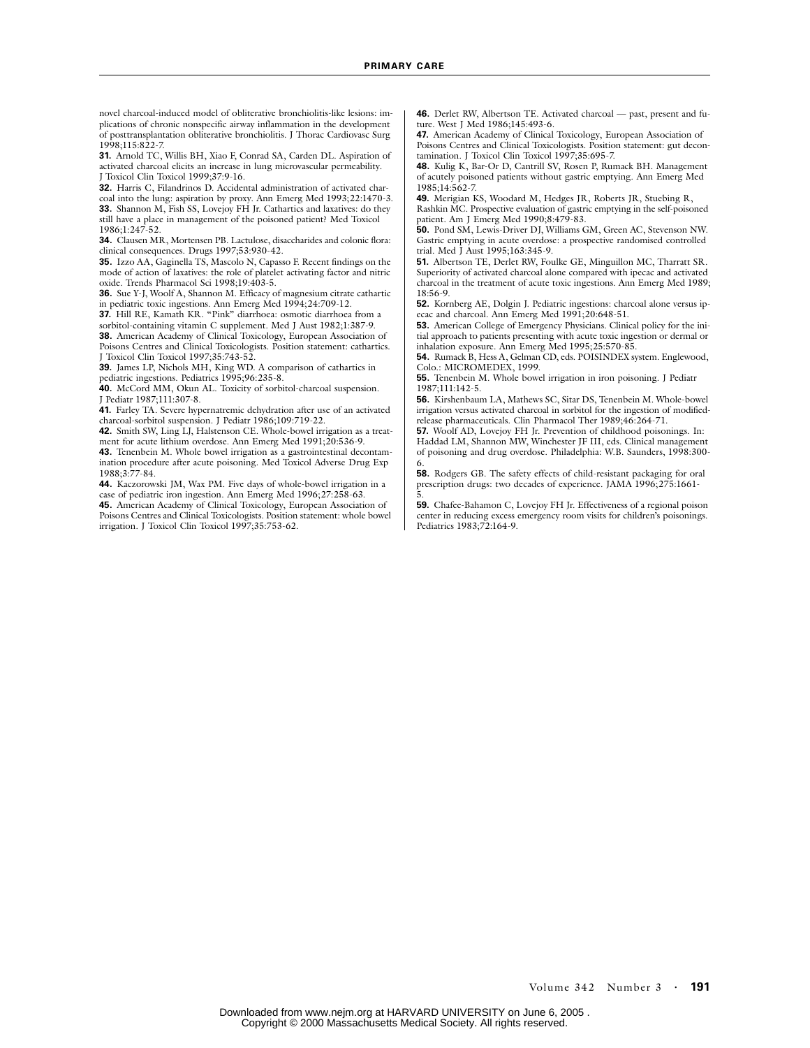novel charcoal-induced model of obliterative bronchiolitis-like lesions: implications of chronic nonspecific airway inflammation in the development of posttransplantation obliterative bronchiolitis. J Thorac Cardiovasc Surg 1998;115:822-7.

**31.** Arnold TC, Willis BH, Xiao F, Conrad SA, Carden DL. Aspiration of activated charcoal elicits an increase in lung microvascular permeability. J Toxicol Clin Toxicol 1999;37:9-16.

**32.** Harris C, Filandrinos D. Accidental administration of activated charcoal into the lung: aspiration by proxy. Ann Emerg Med 1993;22:1470-3.

**33.** Shannon M, Fish SS, Lovejoy FH Jr. Cathartics and laxatives: do they still have a place in management of the poisoned patient? Med Toxicol 1986;1:247-52.

**34.** Clausen MR, Mortensen PB. Lactulose, disaccharides and colonic flora: clinical consequences. Drugs 1997;53:930-42.

**35.** Izzo AA, Gaginella TS, Mascolo N, Capasso F. Recent findings on the mode of action of laxatives: the role of platelet activating factor and nitric oxide. Trends Pharmacol Sci 1998;19:403-5.

**36.** Sue Y-J, Woolf A, Shannon M. Efficacy of magnesium citrate cathartic in pediatric toxic ingestions. Ann Emerg Med 1994;24:709-12.

**37.** Hill RE, Kamath KR. "Pink" diarrhoea: osmotic diarrhoea from a sorbitol-containing vitamin C supplement. Med J Aust 1982;1:387-9.

**38.** American Academy of Clinical Toxicology, European Association of Poisons Centres and Clinical Toxicologists. Position statement: cathartics. J Toxicol Clin Toxicol 1997;35:743-52.

**39.** James LP, Nichols MH, King WD. A comparison of cathartics in pediatric ingestions. Pediatrics 1995;96:235-8.

**40.** McCord MM, Okun AL. Toxicity of sorbitol-charcoal suspension. J Pediatr 1987;111:307-8.

**41.** Farley TA. Severe hypernatremic dehydration after use of an activated charcoal-sorbitol suspension. J Pediatr 1986;109:719-22.

**42.** Smith SW, Ling LJ, Halstenson CE. Whole-bowel irrigation as a treatment for acute lithium overdose. Ann Emerg Med 1991;20:536-9.

**43.** Tenenbein M. Whole bowel irrigation as a gastrointestinal decontamination procedure after acute poisoning. Med Toxicol Adverse Drug Exp 1988;3:77-84.

**44.** Kaczorowski JM, Wax PM. Five days of whole-bowel irrigation in a case of pediatric iron ingestion. Ann Emerg Med 1996;27:258-63.

**45.** American Academy of Clinical Toxicology, European Association of Poisons Centres and Clinical Toxicologists. Position statement: whole bowel irrigation. J Toxicol Clin Toxicol 1997;35:753-62.

**46.** Derlet RW, Albertson TE. Activated charcoal — past, present and future. West J Med 1986;145:493-6.

**47.** American Academy of Clinical Toxicology, European Association of Poisons Centres and Clinical Toxicologists. Position statement: gut decontamination. J Toxicol Clin Toxicol 1997;35:695-7.

**48.** Kulig K, Bar-Or D, Cantrill SV, Rosen P, Rumack BH. Management of acutely poisoned patients without gastric emptying. Ann Emerg Med 1985;14:562-7.

**49.** Merigian KS, Woodard M, Hedges JR, Roberts JR, Stuebing R, Rashkin MC. Prospective evaluation of gastric emptying in the self-poisoned patient. Am J Emerg Med 1990;8:479-83.

**50.** Pond SM, Lewis-Driver DJ, Williams GM, Green AC, Stevenson NW. Gastric emptying in acute overdose: a prospective randomised controlled trial. Med J Aust 1995;163:345-9.

**51.** Albertson TE, Derlet RW, Foulke GE, Minguillon MC, Tharratt SR. Superiority of activated charcoal alone compared with ipecac and activated charcoal in the treatment of acute toxic ingestions. Ann Emerg Med 1989; 18:56-9.

**52.** Kornberg AE, Dolgin J. Pediatric ingestions: charcoal alone versus ipecac and charcoal. Ann Emerg Med 1991;20:648-51.

**53.** American College of Emergency Physicians. Clinical policy for the initial approach to patients presenting with acute toxic ingestion or dermal or inhalation exposure. Ann Emerg Med 1995;25:570-85.

**54.** Rumack B, Hess A, Gelman CD, eds. POISINDEX system. Englewood, Colo.: MICROMEDEX, 1999.

**55.** Tenenbein M. Whole bowel irrigation in iron poisoning. J Pediatr 1987;111:142-5.

**56.** Kirshenbaum LA, Mathews SC, Sitar DS, Tenenbein M. Whole-bowel irrigation versus activated charcoal in sorbitol for the ingestion of modified-release pharmaceuticals. Clin Pharmacol Ther 1989;46:264-71.

**57.** Woolf AD, Lovejoy FH Jr. Prevention of childhood poisonings. In: Haddad LM, Shannon MW, Winchester JF III, eds. Clinical management of poisoning and drug overdose. Philadelphia: W.B. Saunders, 1998:300-6.

**58.** Rodgers GB. The safety effects of child-resistant packaging for oral prescription drugs: two decades of experience. JAMA 1996;275:1661-5.

**59.** Chafee-Bahamon C, Lovejoy FH Jr. Effectiveness of a regional poison center in reducing excess emergency room visits for children's poisonings. Pediatrics 1983;72:164-9.

Downloaded from www.nejm.org at HARVARD UNIVERSITY on June 6, 2005 .
Copyright © 2000 Massachusetts Medical Society. All rights reserved.